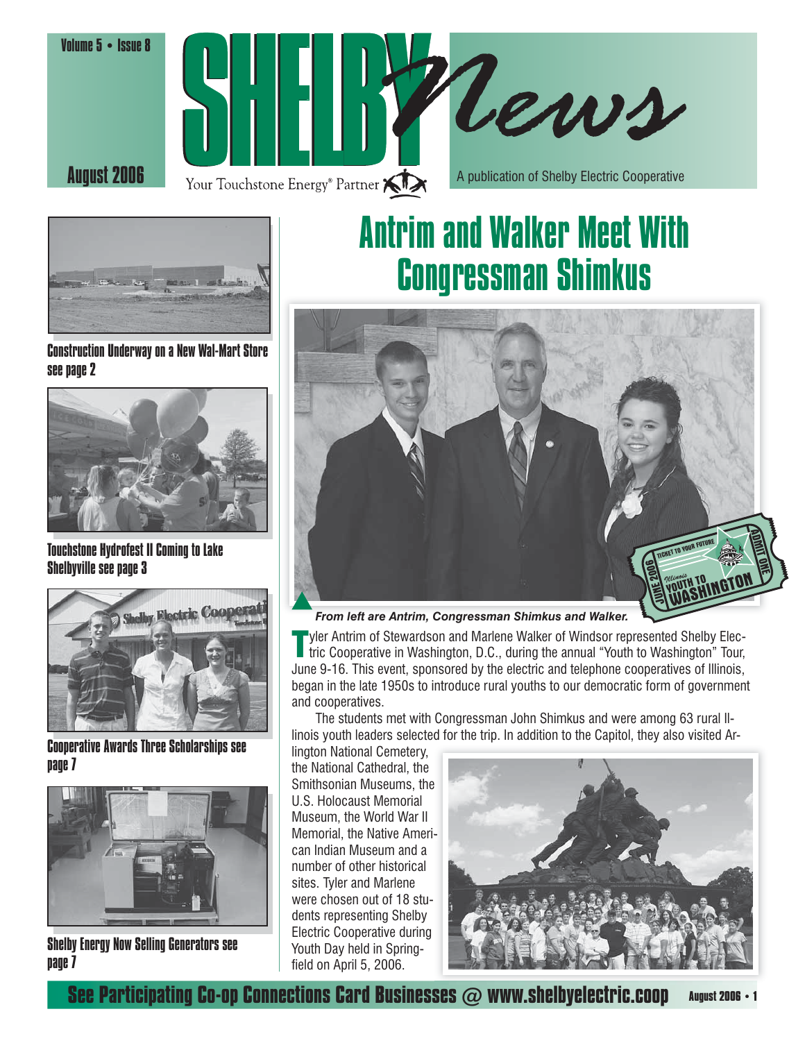# SHELBY News

Volume 5 • Issue 8

August 2006

Your Touchstone Energy® Partner

A publication of Shelby Electric Cooperative

**Construction Underway on a New Wal-Mart Store see page 2**

**Touchstone Hydrofest II Coming to Lake Shelbyville see page 3**

**Cooperative Awards Three Scholarships see page 7**

**Shelby Energy Now Selling Generators see page 7**

## Antrim and Walker Meet With Congressman Shimkus

*From left are Antrim, Congressman Shimkus and Walker.*

Tyler Antrim of Stewardson and Marlene Walker of Windsor represented Shelby Electric Cooperative in Washington, D.C., during the annual "Youth to Washington" Tour, June 9-16. This event, sponsored by the electric and telephone cooperatives of Illinois, began in the late 1950s to introduce rural youths to our democratic form of government and cooperatives.

The students met with Congressman John Shimkus and were among 63 rural Illinois youth leaders selected for the trip. In addition to the Capitol, they also visited Arlington National Cemetery, the National Cathedral, the Smithsonian Museums, the U.S. Holocaust Memorial Museum, the World War II Memorial, the Native American Indian Museum and a number of other historical sites. Tyler and Marlene were chosen out of 18 students representing Shelby Electric Cooperative during Youth Day held in Springfield on April 5, 2006.

**See Participating Co-op Connections Card Businesses @ www.shelbyelectric.coop**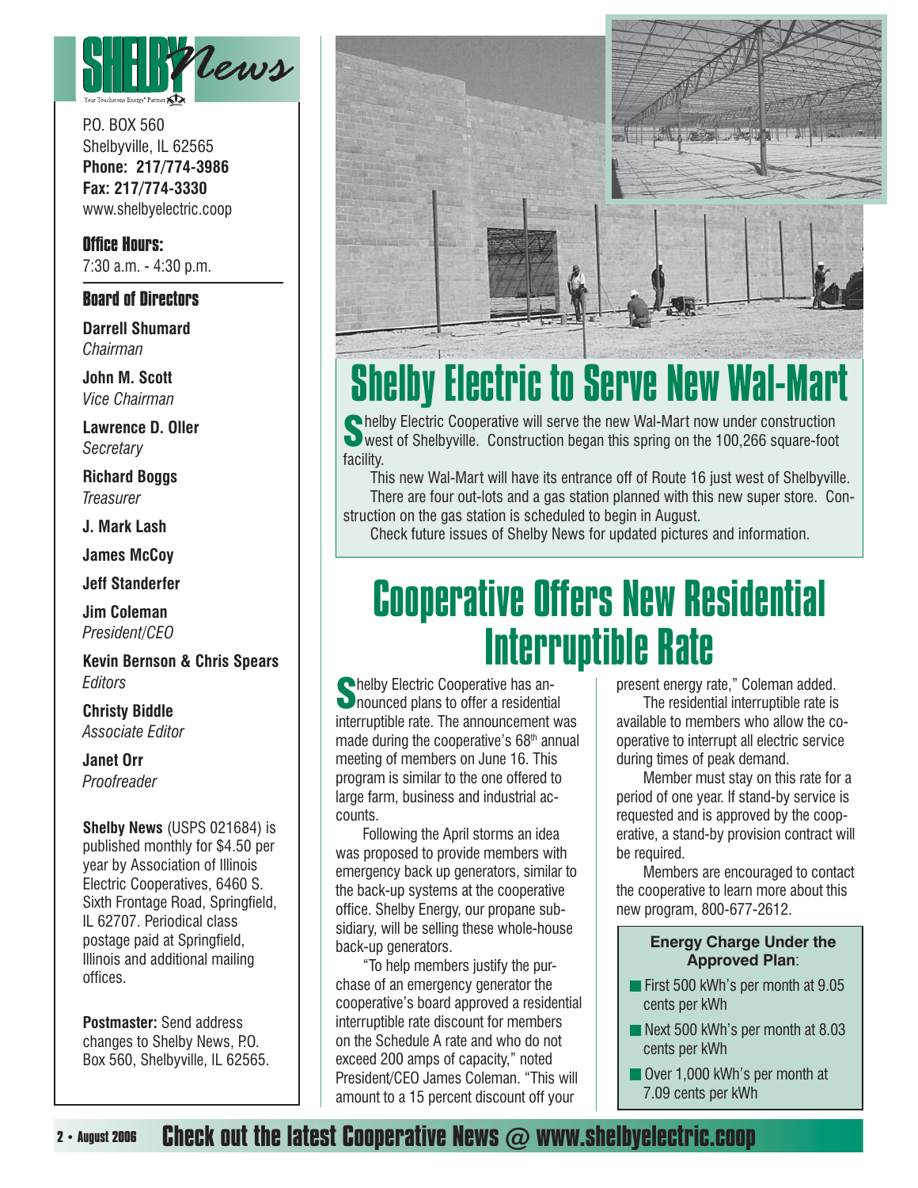# Shelby News

Your Touchstone Energy® Partner

P.O. BOX 560
Shelbyville, IL 62565
**Phone: 217/774-3986**
**Fax: 217/774-3330**
www.shelbyelectric.coop

**Office Hours:**
7:30 a.m. - 4:30 p.m.

**Board of Directors**

**Darrell Shumard**
*Chairman*

**John M. Scott**
*Vice Chairman*

**Lawrence D. Oller**
*Secretary*

**Richard Boggs**
*Treasurer*

**J. Mark Lash**

**James McCoy**

**Jeff Standerfer**

**Jim Coleman**
*President/CEO*

**Kevin Bernson & Chris Spears**
*Editors*

**Christy Biddle**
*Associate Editor*

**Janet Orr**
*Proofreader*

**Shelby News** (USPS 021684) is published monthly for $4.50 per year by Association of Illinois Electric Cooperatives, 6460 S. Sixth Frontage Road, Springfield, IL 62707. Periodical class postage paid at Springfield, Illinois and additional mailing offices.

**Postmaster:** Send address changes to Shelby News, P.O. Box 560, Shelbyville, IL 62565.

# Shelby Electric to Serve New Wal-Mart

Shelby Electric Cooperative will serve the new Wal-Mart now under construction west of Shelbyville. Construction began this spring on the 100,266 square-foot facility.

This new Wal-Mart will have its entrance off of Route 16 just west of Shelbyville.

There are four out-lots and a gas station planned with this new super store. Construction on the gas station is scheduled to begin in August.

Check future issues of Shelby News for updated pictures and information.

# Cooperative Offers New Residential Interruptible Rate

Shelby Electric Cooperative has announced plans to offer a residential interruptible rate. The announcement was made during the cooperative's 68th annual meeting of members on June 16. This program is similar to the one offered to large farm, business and industrial accounts.

Following the April storms an idea was proposed to provide members with emergency back up generators, similar to the back-up systems at the cooperative office. Shelby Energy, our propane subsidiary, will be selling these whole-house back-up generators.

"To help members justify the purchase of an emergency generator the cooperative's board approved a residential interruptible rate discount for members on the Schedule A rate and who do not exceed 200 amps of capacity," noted President/CEO James Coleman. "This will amount to a 15 percent discount off your present energy rate," Coleman added.

The residential interruptible rate is available to members who allow the cooperative to interrupt all electric service during times of peak demand.

Member must stay on this rate for a period of one year. If stand-by service is requested and is approved by the cooperative, a stand-by provision contract will be required.

Members are encouraged to contact the cooperative to learn more about this new program, 800-677-2612.

**Energy Charge Under the Approved Plan**:

- First 500 kWh's per month at 9.05 cents per kWh
- Next 500 kWh's per month at 8.03 cents per kWh
- Over 1,000 kWh's per month at 7.09 cents per kWh

**Check out the latest Cooperative News @ www.shelbyelectric.coop**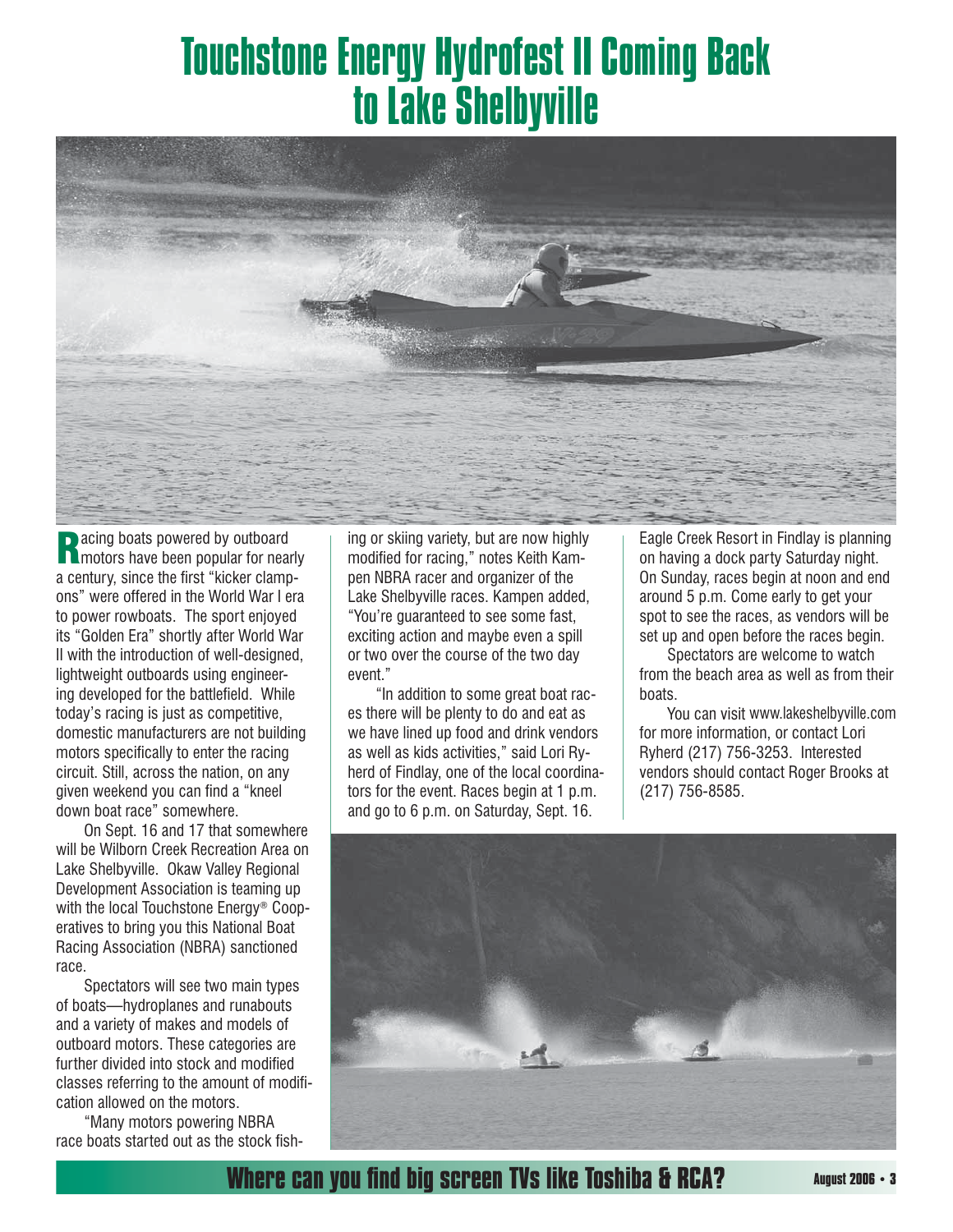# Touchstone Energy Hydrofest II Coming Back to Lake Shelbyville

Racing boats powered by outboard motors have been popular for nearly a century, since the first "kicker clampons" were offered in the World War I era to power rowboats. The sport enjoyed its "Golden Era" shortly after World War II with the introduction of well-designed, lightweight outboards using engineering developed for the battlefield. While today's racing is just as competitive, domestic manufacturers are not building motors specifically to enter the racing circuit. Still, across the nation, on any given weekend you can find a "kneel down boat race" somewhere.

On Sept. 16 and 17 that somewhere will be Wilborn Creek Recreation Area on Lake Shelbyville. Okaw Valley Regional Development Association is teaming up with the local Touchstone Energy® Cooperatives to bring you this National Boat Racing Association (NBRA) sanctioned race.

Spectators will see two main types of boats—hydroplanes and runabouts and a variety of makes and models of outboard motors. These categories are further divided into stock and modified classes referring to the amount of modification allowed on the motors.

"Many motors powering NBRA race boats started out as the stock fishing or skiing variety, but are now highly modified for racing," notes Keith Kampen NBRA racer and organizer of the Lake Shelbyville races. Kampen added, "You're guaranteed to see some fast, exciting action and maybe even a spill or two over the course of the two day event."

"In addition to some great boat races there will be plenty to do and eat as we have lined up food and drink vendors as well as kids activities," said Lori Ryherd of Findlay, one of the local coordinators for the event. Races begin at 1 p.m. and go to 6 p.m. on Saturday, Sept. 16.

Eagle Creek Resort in Findlay is planning on having a dock party Saturday night. On Sunday, races begin at noon and end around 5 p.m. Come early to get your spot to see the races, as vendors will be set up and open before the races begin.

Spectators are welcome to watch from the beach area as well as from their boats.

You can visit www.lakeshelbyville.com for more information, or contact Lori Ryherd (217) 756-3253. Interested vendors should contact Roger Brooks at (217) 756-8585.

**Where can you find big screen TVs like Toshiba & RCA?**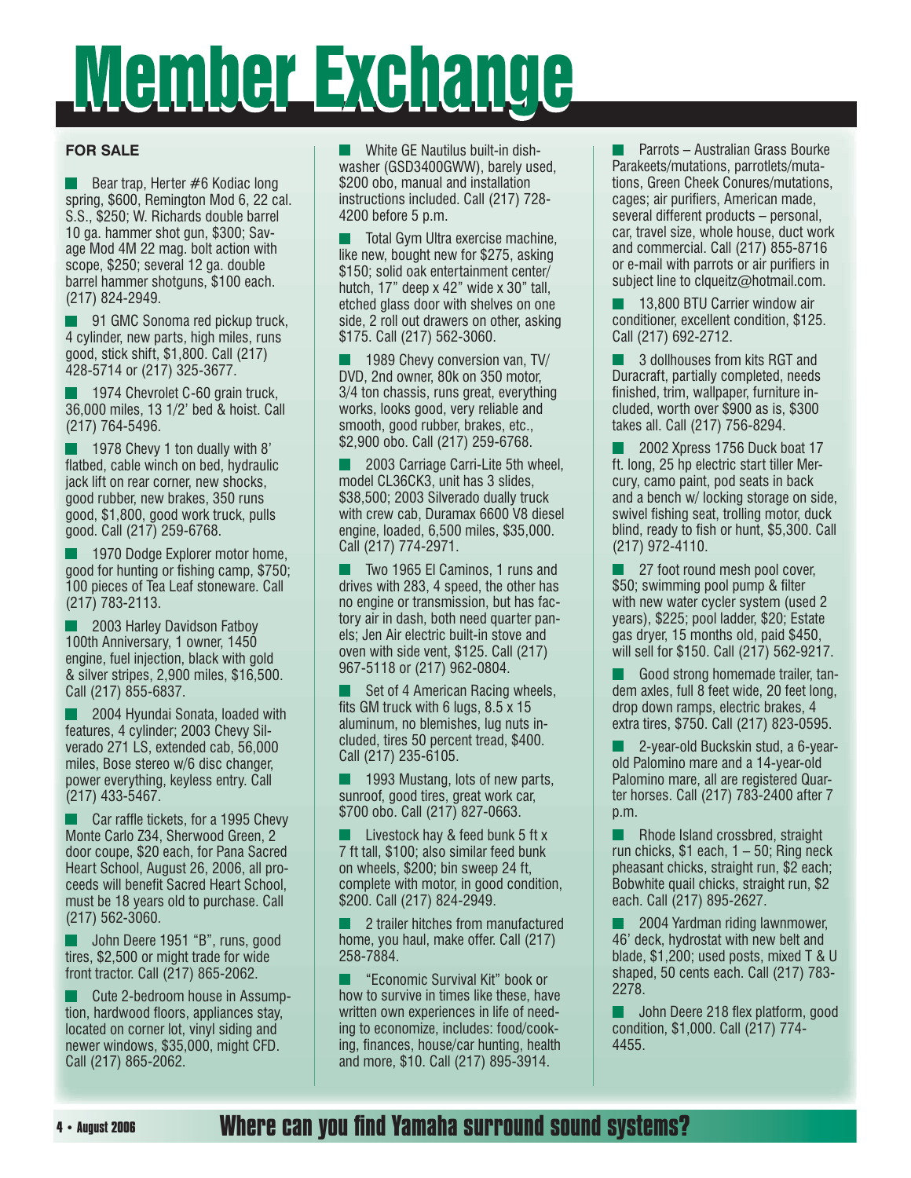# Member Exchange

## FOR SALE

- Bear trap, Herter #6 Kodiac long spring, $600, Remington Mod 6, 22 cal. S.S., $250; W. Richards double barrel 10 ga. hammer shot gun, $300; Savage Mod 4M 22 mag. bolt action with scope, $250; several 12 ga. double barrel hammer shotguns, $100 each. (217) 824-2949.

- 91 GMC Sonoma red pickup truck, 4 cylinder, new parts, high miles, runs good, stick shift, $1,800. Call (217) 428-5714 or (217) 325-3677.

- 1974 Chevrolet C-60 grain truck, 36,000 miles, 13 1/2' bed & hoist. Call (217) 764-5496.

- 1978 Chevy 1 ton dually with 8' flatbed, cable winch on bed, hydraulic jack lift on rear corner, new shocks, good rubber, new brakes, 350 runs good, $1,800, good work truck, pulls good. Call (217) 259-6768.

- 1970 Dodge Explorer motor home, good for hunting or fishing camp, $750; 100 pieces of Tea Leaf stoneware. Call (217) 783-2113.

- 2003 Harley Davidson Fatboy 100th Anniversary, 1 owner, 1450 engine, fuel injection, black with gold & silver stripes, 2,900 miles, $16,500. Call (217) 855-6837.

- 2004 Hyundai Sonata, loaded with features, 4 cylinder; 2003 Chevy Silverado 271 LS, extended cab, 56,000 miles, Bose stereo w/6 disc changer, power everything, keyless entry. Call (217) 433-5467.

- Car raffle tickets, for a 1995 Chevy Monte Carlo Z34, Sherwood Green, 2 door coupe, $20 each, for Pana Sacred Heart School, August 26, 2006, all proceeds will benefit Sacred Heart School, must be 18 years old to purchase. Call (217) 562-3060.

- John Deere 1951 "B", runs, good tires, $2,500 or might trade for wide front tractor. Call (217) 865-2062.

- Cute 2-bedroom house in Assumption, hardwood floors, appliances stay, located on corner lot, vinyl siding and newer windows, $35,000, might CFD. Call (217) 865-2062.

- White GE Nautilus built-in dishwasher (GSD3400GWW), barely used, $200 obo, manual and installation instructions included. Call (217) 728-4200 before 5 p.m.

- Total Gym Ultra exercise machine, like new, bought new for $275, asking $150; solid oak entertainment center/hutch, 17" deep x 42" wide x 30" tall, etched glass door with shelves on one side, 2 roll out drawers on other, asking $175. Call (217) 562-3060.

- 1989 Chevy conversion van, TV/DVD, 2nd owner, 80k on 350 motor, 3/4 ton chassis, runs great, everything works, looks good, very reliable and smooth, good rubber, brakes, etc., $2,900 obo. Call (217) 259-6768.

- 2003 Carriage Carri-Lite 5th wheel, model CL36CK3, unit has 3 slides, $38,500; 2003 Silverado dually truck with crew cab, Duramax 6600 V8 diesel engine, loaded, 6,500 miles, $35,000. Call (217) 774-2971.

- Two 1965 El Caminos, 1 runs and drives with 283, 4 speed, the other has no engine or transmission, but has factory air in dash, both need quarter panels; Jen Air electric built-in stove and oven with side vent, $125. Call (217) 967-5118 or (217) 962-0804.

- Set of 4 American Racing wheels, fits GM truck with 6 lugs, 8.5 x 15 aluminum, no blemishes, lug nuts included, tires 50 percent tread, $400. Call (217) 235-6105.

- 1993 Mustang, lots of new parts, sunroof, good tires, great work car, $700 obo. Call (217) 827-0663.

- Livestock hay & feed bunk 5 ft x 7 ft tall, $100; also similar feed bunk on wheels, $200; bin sweep 24 ft, complete with motor, in good condition, $200. Call (217) 824-2949.

- 2 trailer hitches from manufactured home, you haul, make offer. Call (217) 258-7884.

- "Economic Survival Kit" book or how to survive in times like these, have written own experiences in life of needing to economize, includes: food/cooking, finances, house/car hunting, health and more, $10. Call (217) 895-3914.

- Parrots – Australian Grass Bourke Parakeets/mutations, parrotlets/mutations, Green Cheek Conures/mutations, cages; air purifiers, American made, several different products – personal, car, travel size, whole house, duct work and commercial. Call (217) 855-8716 or e-mail with parrots or air purifiers in subject line to clqueitz@hotmail.com.

- 13,800 BTU Carrier window air conditioner, excellent condition, $125. Call (217) 692-2712.

- 3 dollhouses from kits RGT and Duracraft, partially completed, needs finished, trim, wallpaper, furniture included, worth over $900 as is, $300 takes all. Call (217) 756-8294.

- 2002 Xpress 1756 Duck boat 17 ft. long, 25 hp electric start tiller Mercury, camo paint, pod seats in back and a bench w/ locking storage on side, swivel fishing seat, trolling motor, duck blind, ready to fish or hunt, $5,300. Call (217) 972-4110.

- 27 foot round mesh pool cover, $50; swimming pool pump & filter with new water cycler system (used 2 years), $225; pool ladder, $20; Estate gas dryer, 15 months old, paid $450, will sell for $150. Call (217) 562-9217.

- Good strong homemade trailer, tandem axles, full 8 feet wide, 20 feet long, drop down ramps, electric brakes, 4 extra tires, $750. Call (217) 823-0595.

- 2-year-old Buckskin stud, a 6-year-old Palomino mare and a 14-year-old Palomino mare, all are registered Quarter horses. Call (217) 783-2400 after 7 p.m.

- Rhode Island crossbred, straight run chicks, $1 each, 1 – 50; Ring neck pheasant chicks, straight run, $2 each; Bobwhite quail chicks, straight run, $2 each. Call (217) 895-2627.

- 2004 Yardman riding lawnmower, 46' deck, hydrostat with new belt and blade, $1,200; used posts, mixed T & U shaped, 50 cents each. Call (217) 783-2278.

- John Deere 218 flex platform, good condition, $1,000. Call (217) 774-4455.

**Where can you find Yamaha surround sound systems?**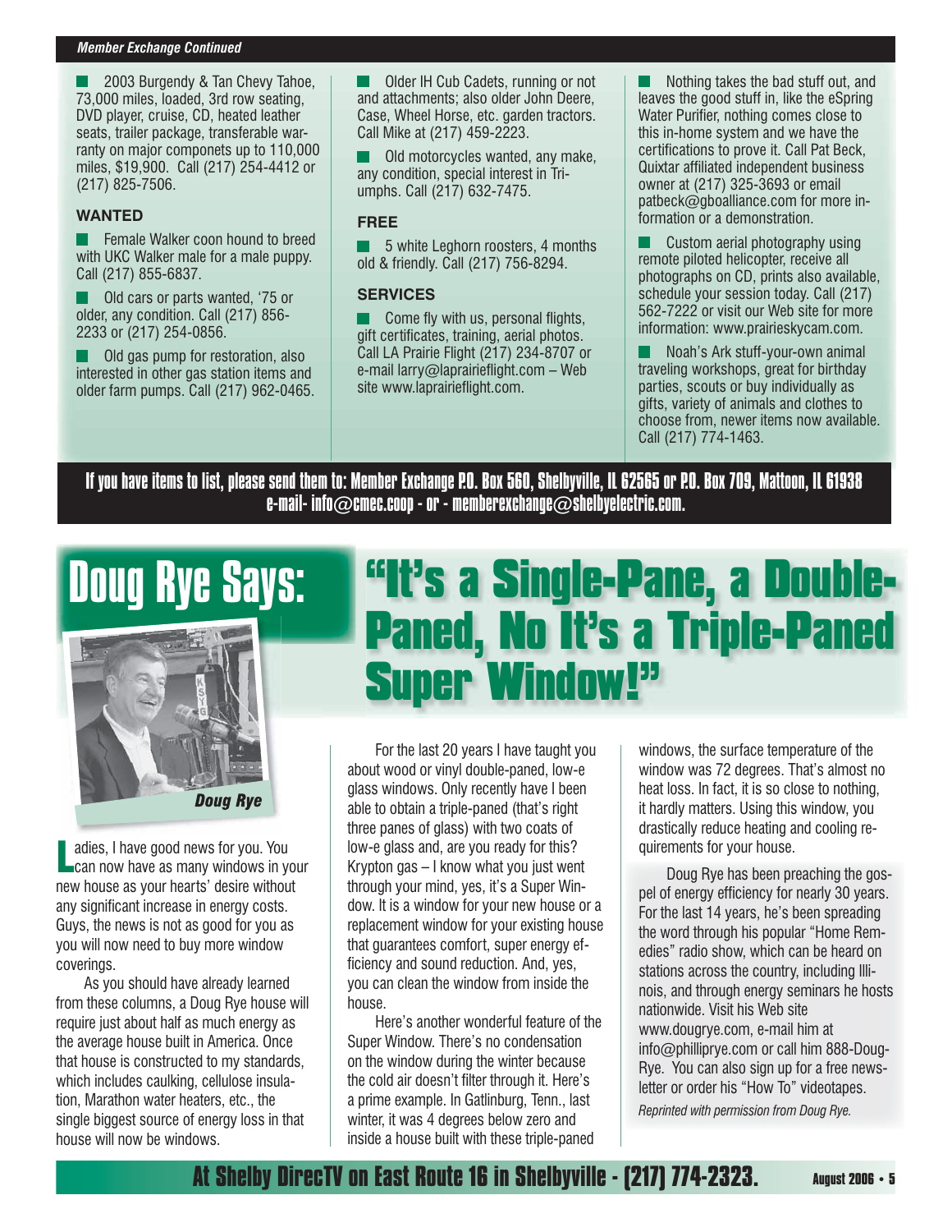*Member Exchange Continued*

- 2003 Burgedy & Tan Chevy Tahoe, 73,000 miles, loaded, 3rd row seating, DVD player, cruise, CD, heated leather seats, trailer package, transferable warranty on major componets up to 110,000 miles, $19,900. Call (217) 254-4412 or (217) 825-7506.

**WANTED**

- Female Walker coon hound to breed with UKC Walker male for a male puppy. Call (217) 855-6837.
- Old cars or parts wanted, '75 or older, any condition. Call (217) 856-2233 or (217) 254-0856.
- Old gas pump for restoration, also interested in other gas station items and older farm pumps. Call (217) 962-0465.
- Older IH Cub Cadets, running or not and attachments; also older John Deere, Case, Wheel Horse, etc. garden tractors. Call Mike at (217) 459-2223.
- Old motorcycles wanted, any make, any condition, special interest in Triumphs. Call (217) 632-7475.

**FREE**

- 5 white Leghorn roosters, 4 months old & friendly. Call (217) 756-8294.

**SERVICES**

- Come fly with us, personal flights, gift certificates, training, aerial photos. Call LA Prairie Flight (217) 234-8707 or e-mail larry@laprairieflight.com – Web site www.laprairieflight.com.
- Nothing takes the bad stuff out, and leaves the good stuff in, like the eSpring Water Purifier, nothing comes close to this in-home system and we have the certifications to prove it. Call Pat Beck, Quixtar affiliated independent business owner at (217) 325-3693 or email patbeck@gboalliance.com for more information or a demonstration.
- Custom aerial photography using remote piloted helicopter, receive all photographs on CD, prints also available, schedule your session today. Call (217) 562-7222 or visit our Web site for more information: www.prairieskycam.com.
- Noah's Ark stuff-your-own animal traveling workshops, great for birthday parties, scouts or buy individually as gifts, variety of animals and clothes to choose from, newer items now available. Call (217) 774-1463.

**If you have items to list, please send them to: Member Exchange P.O. Box 560, Shelbyville, IL 62565 or P.O. Box 709, Mattoon, IL 61938 e-mail- info@cmec.coop - or - memberexchange@shelbyelectric.com.**

# Doug Rye Says: "It's a Single-Pane, a Double-Paned, No It's a Triple-Paned Super Window!"

*Doug Rye*

Ladies, I have good news for you. You can now have as many windows in your new house as your hearts' desire without any significant increase in energy costs. Guys, the news is not as good for you as you will now need to buy more window coverings.

As you should have already learned from these columns, a Doug Rye house will require just about half as much energy as the average house built in America. Once that house is constructed to my standards, which includes caulking, cellulose insulation, Marathon water heaters, etc., the single biggest source of energy loss in that house will now be windows.

For the last 20 years I have taught you about wood or vinyl double-paned, low-e glass windows. Only recently have I been able to obtain a triple-paned (that's right three panes of glass) with two coats of low-e glass and, are you ready for this? Krypton gas – I know what you just went through your mind, yes, it's a Super Window. It is a window for your new house or a replacement window for your existing house that guarantees comfort, super energy efficiency and sound reduction. And, yes, you can clean the window from inside the house.

Here's another wonderful feature of the Super Window. There's no condensation on the window during the winter because the cold air doesn't filter through it. Here's a prime example. In Gatlinburg, Tenn., last winter, it was 4 degrees below zero and inside a house built with these triple-paned windows, the surface temperature of the window was 72 degrees. That's almost no heat loss. In fact, it is so close to nothing, it hardly matters. Using this window, you drastically reduce heating and cooling requirements for your house.

Doug Rye has been preaching the gospel of energy efficiency for nearly 30 years. For the last 14 years, he's been spreading the word through his popular "Home Remedies" radio show, which can be heard on stations across the country, including Illinois, and through energy seminars he hosts nationwide. Visit his Web site www.dougrye.com, e-mail him at info@philliprye.com or call him 888-Doug-Rye. You can also sign up for a free newsletter or order his "How To" videotapes.

*Reprinted with permission from Doug Rye.*

**At Shelby DirecTV on East Route 16 in Shelbyville - (217) 774-2323.**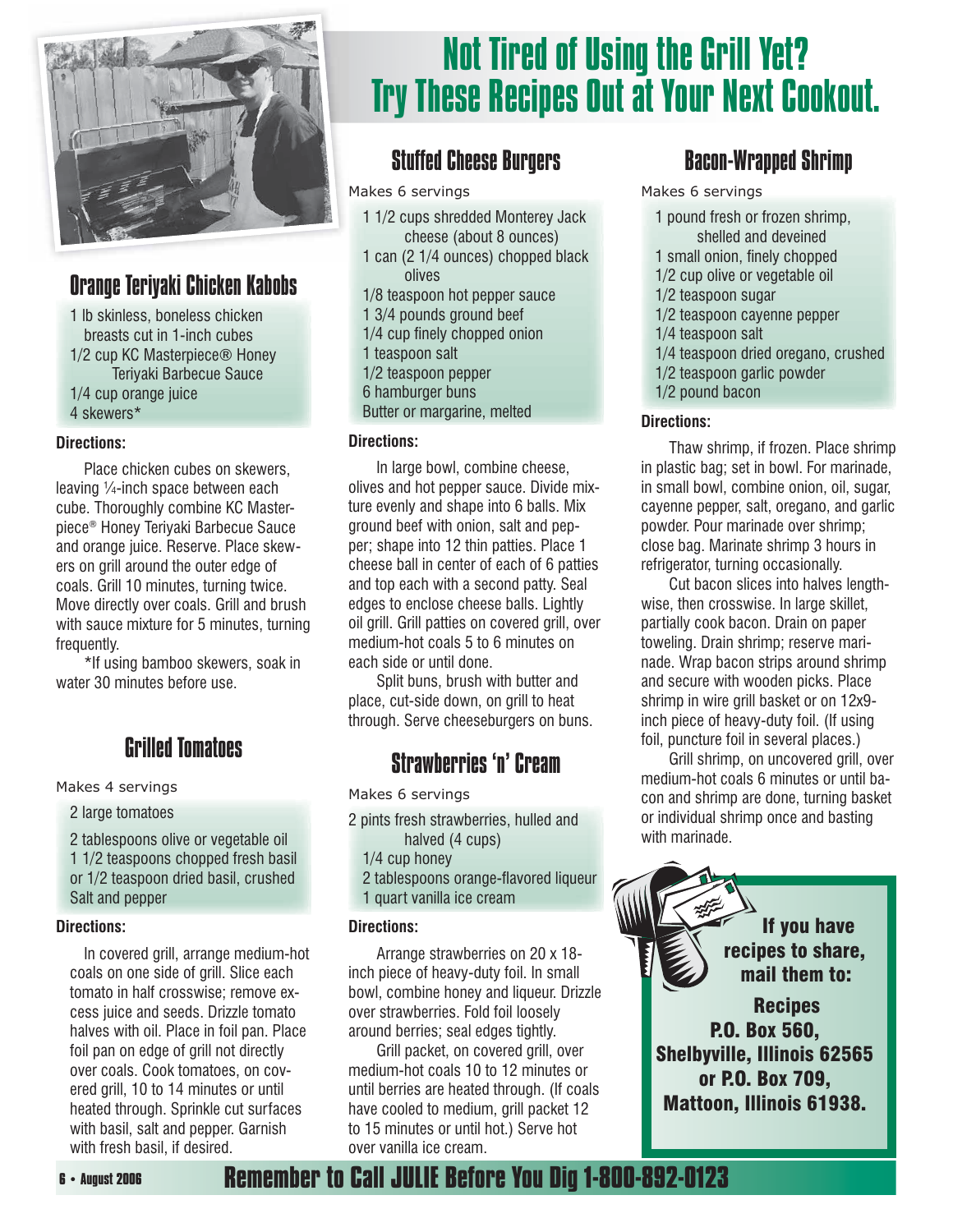# Not Tired of Using the Grill Yet? Try These Recipes Out at Your Next Cookout.

## Orange Teriyaki Chicken Kabobs

1 lb skinless, boneless chicken breasts cut in 1-inch cubes
1/2 cup KC Masterpiece® Honey Teriyaki Barbecue Sauce
1/4 cup orange juice
4 skewers*

**Directions:**

Place chicken cubes on skewers, leaving ¼-inch space between each cube. Thoroughly combine KC Masterpiece® Honey Teriyaki Barbecue Sauce and orange juice. Reserve. Place skewers on grill around the outer edge of coals. Grill 10 minutes, turning twice. Move directly over coals. Grill and brush with sauce mixture for 5 minutes, turning frequently.

*If using bamboo skewers, soak in water 30 minutes before use.

## Grilled Tomatoes

Makes 4 servings

2 large tomatoes
2 tablespoons olive or vegetable oil
1 1/2 teaspoons chopped fresh basil or 1/2 teaspoon dried basil, crushed
Salt and pepper

**Directions:**

In covered grill, arrange medium-hot coals on one side of grill. Slice each tomato in half crosswise; remove excess juice and seeds. Drizzle tomato halves with oil. Place in foil pan. Place foil pan on edge of grill not directly over coals. Cook tomatoes, on covered grill, 10 to 14 minutes or until heated through. Sprinkle cut surfaces with basil, salt and pepper. Garnish with fresh basil, if desired.

## Stuffed Cheese Burgers

Makes 6 servings

1 1/2 cups shredded Monterey Jack cheese (about 8 ounces)
1 can (2 1/4 ounces) chopped black olives
1/8 teaspoon hot pepper sauce
1 3/4 pounds ground beef
1/4 cup finely chopped onion
1 teaspoon salt
1/2 teaspoon pepper
6 hamburger buns
Butter or margarine, melted

**Directions:**

In large bowl, combine cheese, olives and hot pepper sauce. Divide mixture evenly and shape into 6 balls. Mix ground beef with onion, salt and pepper; shape into 12 thin patties. Place 1 cheese ball in center of each of 6 patties and top each with a second patty. Seal edges to enclose cheese balls. Lightly oil grill. Grill patties on covered grill, over medium-hot coals 5 to 6 minutes on each side or until done.

Split buns, brush with butter and place, cut-side down, on grill to heat through. Serve cheeseburgers on buns.

## Strawberries 'n' Cream

Makes 6 servings

2 pints fresh strawberries, hulled and halved (4 cups)
1/4 cup honey
2 tablespoons orange-flavored liqueur
1 quart vanilla ice cream

**Directions:**

Arrange strawberries on 20 x 18-inch piece of heavy-duty foil. In small bowl, combine honey and liqueur. Drizzle over strawberries. Fold foil loosely around berries; seal edges tightly.

Grill packet, on covered grill, over medium-hot coals 10 to 12 minutes or until berries are heated through. (If coals have cooled to medium, grill packet 12 to 15 minutes or until hot.) Serve hot over vanilla ice cream.

## Bacon-Wrapped Shrimp

Makes 6 servings

1 pound fresh or frozen shrimp, shelled and deveined
1 small onion, finely chopped
1/2 cup olive or vegetable oil
1/2 teaspoon sugar
1/2 teaspoon cayenne pepper
1/4 teaspoon salt
1/4 teaspoon dried oregano, crushed
1/2 teaspoon garlic powder
1/2 pound bacon

**Directions:**

Thaw shrimp, if frozen. Place shrimp in plastic bag; set in bowl. For marinade, in small bowl, combine onion, oil, sugar, cayenne pepper, salt, oregano, and garlic powder. Pour marinade over shrimp; close bag. Marinate shrimp 3 hours in refrigerator, turning occasionally.

Cut bacon slices into halves lengthwise, then crosswise. In large skillet, partially cook bacon. Drain on paper toweling. Drain shrimp; reserve marinade. Wrap bacon strips around shrimp and secure with wooden picks. Place shrimp in wire grill basket or on 12x9-inch piece of heavy-duty foil. (If using foil, puncture foil in several places.)

Grill shrimp, on uncovered grill, over medium-hot coals 6 minutes or until bacon and shrimp are done, turning basket or individual shrimp once and basting with marinade.

**If you have recipes to share, mail them to:**

**Recipes**
**P.O. Box 560,**
**Shelbyville, Illinois 62565**
**or P.O. Box 709,**
**Mattoon, Illinois 61938.**

**Remember to Call JULIE Before You Dig 1-800-892-0123**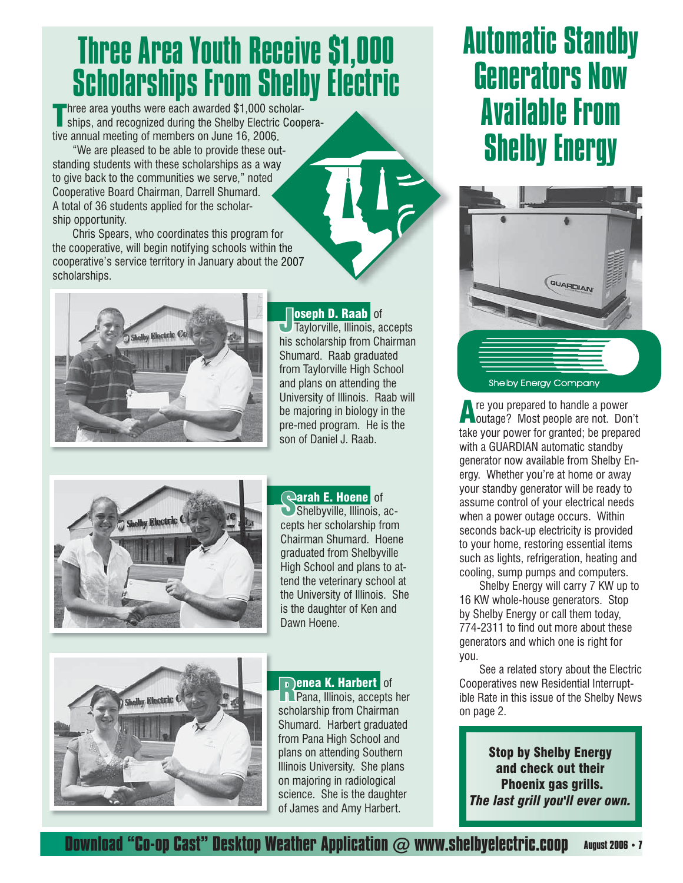# Three Area Youth Receive $1,000 Scholarships From Shelby Electric

Three area youths were each awarded $1,000 scholarships, and recognized during the Shelby Electric Cooperative annual meeting of members on June 16, 2006.

"We are pleased to be able to provide these outstanding students with these scholarships as a way to give back to the communities we serve," noted Cooperative Board Chairman, Darrell Shumard. A total of 36 students applied for the scholarship opportunity.

Chris Spears, who coordinates this program for the cooperative, will begin notifying schools within the cooperative's service territory in January about the 2007 scholarships.

**Joseph D. Raab** of Taylorville, Illinois, accepts his scholarship from Chairman Shumard. Raab graduated from Taylorville High School and plans on attending the University of Illinois. Raab will be majoring in biology in the pre-med program. He is the son of Daniel J. Raab.

**Sarah E. Hoene** of Shelbyville, Illinois, accepts her scholarship from Chairman Shumard. Hoene graduated from Shelbyville High School and plans to attend the veterinary school at the University of Illinois. She is the daughter of Ken and Dawn Hoene.

**Renea K. Harbert** of Pana, Illinois, accepts her scholarship from Chairman Shumard. Harbert graduated from Pana High School and plans on attending Southern Illinois University. She plans on majoring in radiological science. She is the daughter of James and Amy Harbert.

# Automatic Standby Generators Now Available From Shelby Energy

Shelby Energy Company

Are you prepared to handle a power outage? Most people are not. Don't take your power for granted; be prepared with a GUARDIAN automatic standby generator now available from Shelby Energy. Whether you're at home or away your standby generator will be ready to assume control of your electrical needs when a power outage occurs. Within seconds back-up electricity is provided to your home, restoring essential items such as lights, refrigeration, heating and cooling, sump pumps and computers.

Shelby Energy will carry 7 KW up to 16 KW whole-house generators. Stop by Shelby Energy or call them today, 774-2311 to find out more about these generators and which one is right for you.

See a related story about the Electric Cooperatives new Residential Interruptible Rate in this issue of the Shelby News on page 2.

**Stop by Shelby Energy and check out their Phoenix gas grills.**
***The last grill you'll ever own.***

**Download "Co-op Cast" Desktop Weather Application @ www.shelbyelectric.coop**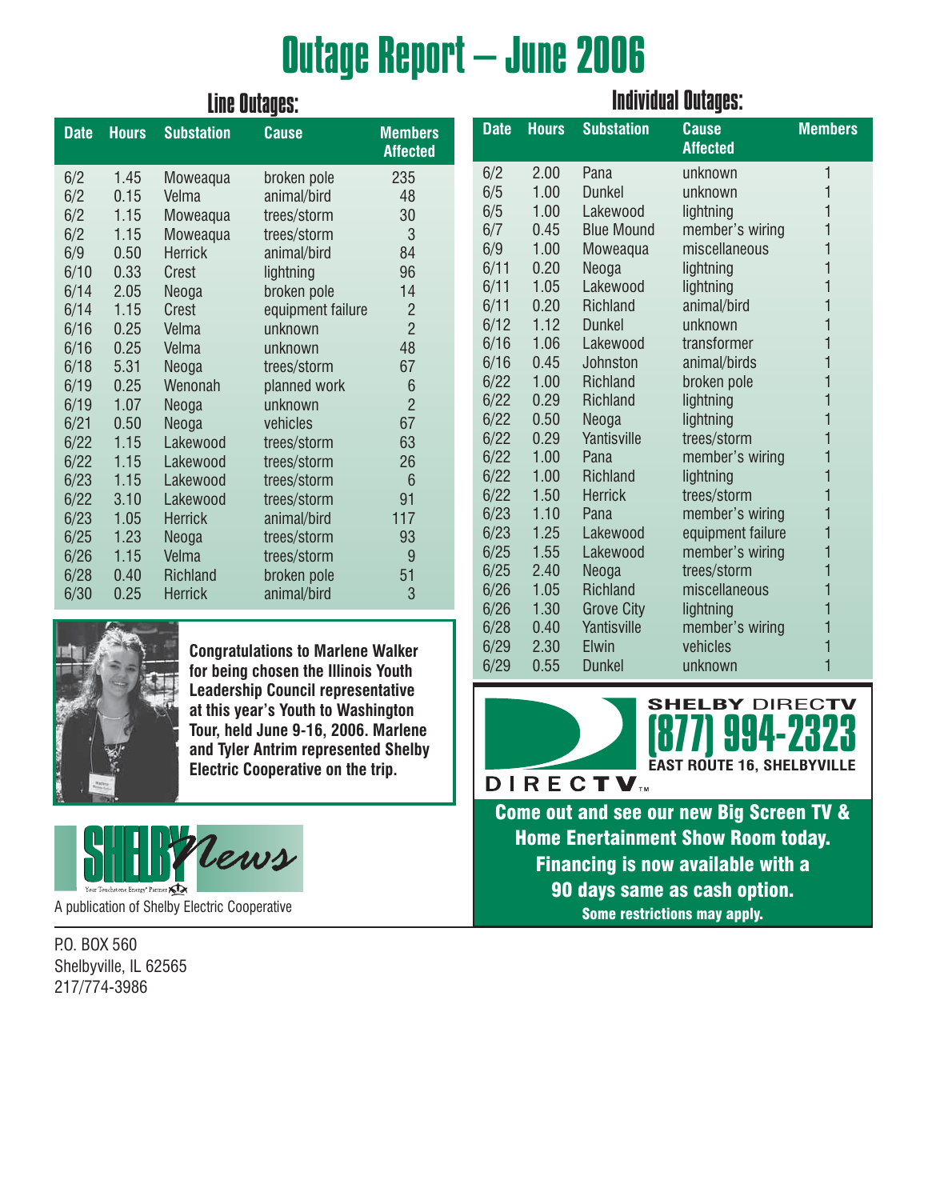# Outage Report – June 2006

## Line Outages:

| Date | Hours | Substation | Cause | Members Affected |
|---|---|---|---|---|
| 6/2 | 1.45 | Moweaqua | broken pole | 235 |
| 6/2 | 0.15 | Velma | animal/bird | 48 |
| 6/2 | 1.15 | Moweaqua | trees/storm | 30 |
| 6/2 | 1.15 | Moweaqua | trees/storm | 3 |
| 6/9 | 0.50 | Herrick | animal/bird | 84 |
| 6/10 | 0.33 | Crest | lightning | 96 |
| 6/14 | 2.05 | Neoga | broken pole | 14 |
| 6/14 | 1.15 | Crest | equipment failure | 2 |
| 6/16 | 0.25 | Velma | unknown | 2 |
| 6/16 | 0.25 | Velma | unknown | 48 |
| 6/18 | 5.31 | Neoga | trees/storm | 67 |
| 6/19 | 0.25 | Wenonah | planned work | 6 |
| 6/19 | 1.07 | Neoga | unknown | 2 |
| 6/21 | 0.50 | Neoga | vehicles | 67 |
| 6/22 | 1.15 | Lakewood | trees/storm | 63 |
| 6/22 | 1.15 | Lakewood | trees/storm | 26 |
| 6/23 | 1.15 | Lakewood | trees/storm | 6 |
| 6/22 | 3.10 | Lakewood | trees/storm | 91 |
| 6/23 | 1.05 | Herrick | animal/bird | 117 |
| 6/25 | 1.23 | Neoga | trees/storm | 93 |
| 6/26 | 1.15 | Velma | trees/storm | 9 |
| 6/28 | 0.40 | Richland | broken pole | 51 |
| 6/30 | 0.25 | Herrick | animal/bird | 3 |

## Individual Outages:

| Date | Hours | Substation | Cause Affected | Members |
|---|---|---|---|---|
| 6/2 | 2.00 | Pana | unknown | 1 |
| 6/5 | 1.00 | Dunkel | unknown | 1 |
| 6/5 | 1.00 | Lakewood | lightning | 1 |
| 6/7 | 0.45 | Blue Mound | member's wiring | 1 |
| 6/9 | 1.00 | Moweaqua | miscellaneous | 1 |
| 6/11 | 0.20 | Neoga | lightning | 1 |
| 6/11 | 1.05 | Lakewood | lightning | 1 |
| 6/11 | 0.20 | Richland | animal/bird | 1 |
| 6/12 | 1.12 | Dunkel | unknown | 1 |
| 6/16 | 1.06 | Lakewood | transformer | 1 |
| 6/16 | 0.45 | Johnston | animal/birds | 1 |
| 6/22 | 1.00 | Richland | broken pole | 1 |
| 6/22 | 0.29 | Richland | lightning | 1 |
| 6/22 | 0.50 | Neoga | lightning | 1 |
| 6/22 | 0.29 | Yantisville | trees/storm | 1 |
| 6/22 | 1.00 | Pana | member's wiring | 1 |
| 6/22 | 1.00 | Richland | lightning | 1 |
| 6/22 | 1.50 | Herrick | trees/storm | 1 |
| 6/23 | 1.10 | Pana | member's wiring | 1 |
| 6/23 | 1.25 | Lakewood | equipment failure | 1 |
| 6/25 | 1.55 | Lakewood | member's wiring | 1 |
| 6/25 | 2.40 | Neoga | trees/storm | 1 |
| 6/26 | 1.05 | Richland | miscellaneous | 1 |
| 6/26 | 1.30 | Grove City | lightning | 1 |
| 6/28 | 0.40 | Yantisville | member's wiring | 1 |
| 6/29 | 2.30 | Elwin | vehicles | 1 |
| 6/29 | 0.55 | Dunkel | unknown | 1 |

**Congratulations to Marlene Walker for being chosen the Illinois Youth Leadership Council representative at this year's Youth to Washington Tour, held June 9-16, 2006. Marlene and Tyler Antrim represented Shelby Electric Cooperative on the trip.**

SHELBY News

Your Touchstone Energy® Partner

A publication of Shelby Electric Cooperative

P.O. BOX 560
Shelbyville, IL 62565
217/774-3986

**SHELBY DIRECTV**
**(877) 994-2323**
**EAST ROUTE 16, SHELBYVILLE**

DIRECTV™

**Come out and see our new Big Screen TV & Home Entertainment Show Room today. Financing is now available with a 90 days same as cash option.**
**Some restrictions may apply.**